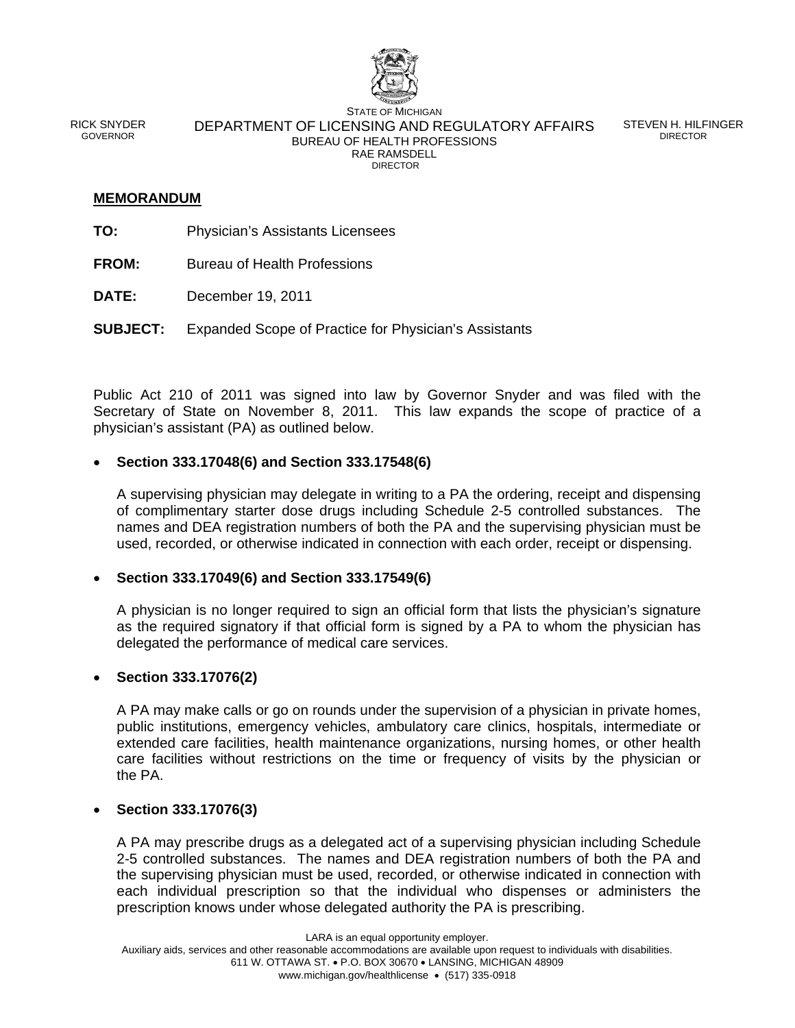STATE OF MICHIGAN

RICK SNYDER
GOVERNOR

DEPARTMENT OF LICENSING AND REGULATORY AFFAIRS
BUREAU OF HEALTH PROFESSIONS
RAE RAMSDELL
DIRECTOR

STEVEN H. HILFINGER
DIRECTOR

**MEMORANDUM**

**TO:** Physician's Assistants Licensees

**FROM:** Bureau of Health Professions

**DATE:** December 19, 2011

**SUBJECT:** Expanded Scope of Practice for Physician's Assistants

Public Act 210 of 2011 was signed into law by Governor Snyder and was filed with the Secretary of State on November 8, 2011. This law expands the scope of practice of a physician's assistant (PA) as outlined below.

- **Section 333.17048(6) and Section 333.17548(6)**

  A supervising physician may delegate in writing to a PA the ordering, receipt and dispensing of complimentary starter dose drugs including Schedule 2-5 controlled substances. The names and DEA registration numbers of both the PA and the supervising physician must be used, recorded, or otherwise indicated in connection with each order, receipt or dispensing.

- **Section 333.17049(6) and Section 333.17549(6)**

  A physician is no longer required to sign an official form that lists the physician's signature as the required signatory if that official form is signed by a PA to whom the physician has delegated the performance of medical care services.

- **Section 333.17076(2)**

  A PA may make calls or go on rounds under the supervision of a physician in private homes, public institutions, emergency vehicles, ambulatory care clinics, hospitals, intermediate or extended care facilities, health maintenance organizations, nursing homes, or other health care facilities without restrictions on the time or frequency of visits by the physician or the PA.

- **Section 333.17076(3)**

  A PA may prescribe drugs as a delegated act of a supervising physician including Schedule 2-5 controlled substances. The names and DEA registration numbers of both the PA and the supervising physician must be used, recorded, or otherwise indicated in connection with each individual prescription so that the individual who dispenses or administers the prescription knows under whose delegated authority the PA is prescribing.

LARA is an equal opportunity employer.
Auxiliary aids, services and other reasonable accommodations are available upon request to individuals with disabilities.
611 W. OTTAWA ST. • P.O. BOX 30670 • LANSING, MICHIGAN 48909
www.michigan.gov/healthlicense • (517) 335-0918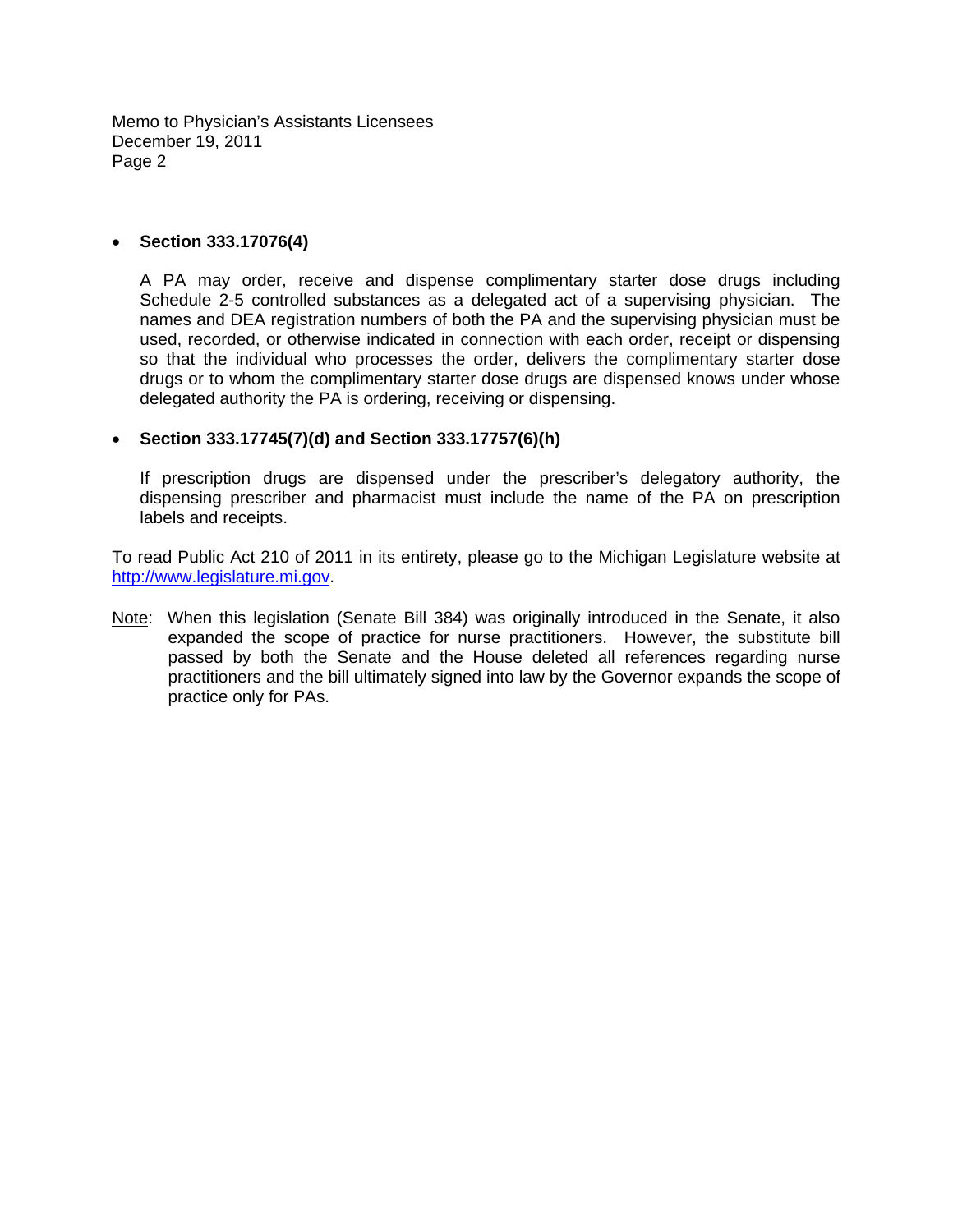- **Section 333.17076(4)**

  A PA may order, receive and dispense complimentary starter dose drugs including Schedule 2-5 controlled substances as a delegated act of a supervising physician. The names and DEA registration numbers of both the PA and the supervising physician must be used, recorded, or otherwise indicated in connection with each order, receipt or dispensing so that the individual who processes the order, delivers the complimentary starter dose drugs or to whom the complimentary starter dose drugs are dispensed knows under whose delegated authority the PA is ordering, receiving or dispensing.

- **Section 333.17745(7)(d) and Section 333.17757(6)(h)**

  If prescription drugs are dispensed under the prescriber's delegatory authority, the dispensing prescriber and pharmacist must include the name of the PA on prescription labels and receipts.

To read Public Act 210 of 2011 in its entirety, please go to the Michigan Legislature website at http://www.legislature.mi.gov.

Note: When this legislation (Senate Bill 384) was originally introduced in the Senate, it also expanded the scope of practice for nurse practitioners. However, the substitute bill passed by both the Senate and the House deleted all references regarding nurse practitioners and the bill ultimately signed into law by the Governor expands the scope of practice only for PAs.